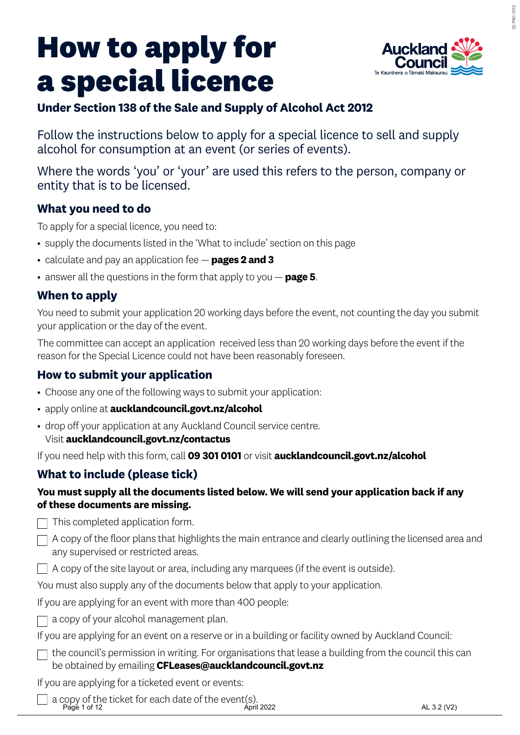# How to apply for a special licence

**Under Section 138 of the Sale and Supply of Alcohol Act 2012**

Follow the instructions below to apply for a special licence to sell and supply alcohol for consumption at an event (or series of events).

Where the words 'you' or 'your' are used this refers to the person, company or entity that is to be licensed.

## What you need to do

To apply for a special licence, you need to:

- supply the documents listed in the 'What to include' section on this page
- calculate and pay an application fee — **pages 2 and 3**
- answer all the questions in the form that apply to you — **page 5**.

## When to apply

You need to submit your application 20 working days before the event, not counting the day you submit your application or the day of the event.

The committee can accept an application received less than 20 working days before the event if the reason for the Special Licence could not have been reasonably foreseen.

## How to submit your application

- Choose any one of the following ways to submit your application:
- apply online at **aucklandcouncil.govt.nz/alcohol**
- drop off your application at any Auckland Council service centre. Visit **aucklandcouncil.govt.nz/contactus**

If you need help with this form, call **09 301 0101** or visit **aucklandcouncil.govt.nz/alcohol**

## What to include (please tick)

**You must supply all the documents listed below. We will send your application back if any of these documents are missing.**

- ☐ This completed application form.
- ☐ A copy of the floor plans that highlights the main entrance and clearly outlining the licensed area and any supervised or restricted areas.
- ☐ A copy of the site layout or area, including any marquees (if the event is outside).

You must also supply any of the documents below that apply to your application.

If you are applying for an event with more than 400 people:

- ☐ a copy of your alcohol management plan.

If you are applying for an event on a reserve or in a building or facility owned by Auckland Council:

- ☐ the council's permission in writing. For organisations that lease a building from the council this can be obtained by emailing **CFLeases@aucklandcouncil.govt.nz**

If you are applying for a ticketed event or events:

- ☐ a copy of the ticket for each date of the event(s).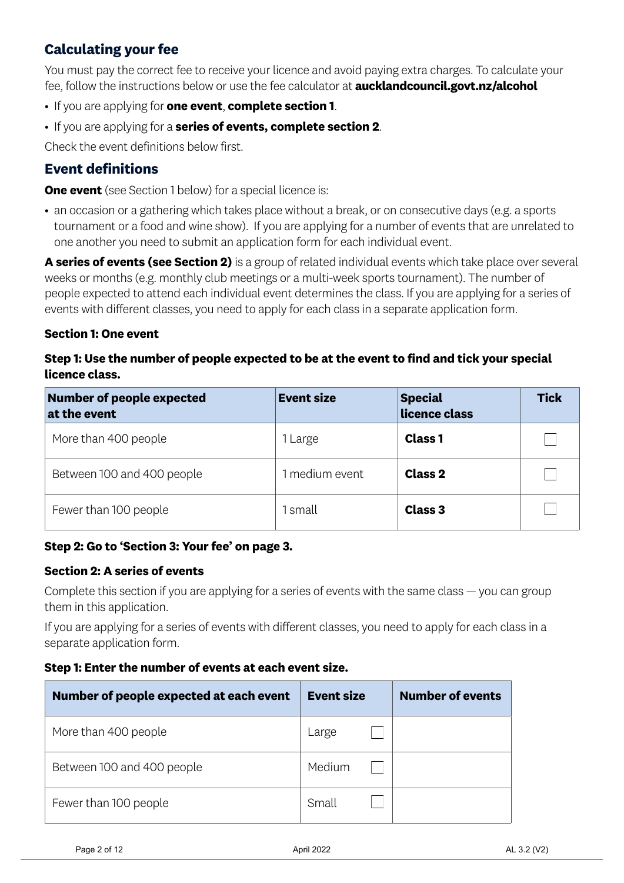## Calculating your fee

You must pay the correct fee to receive your licence and avoid paying extra charges. To calculate your fee, follow the instructions below or use the fee calculator at **aucklandcouncil.govt.nz/alcohol**

- If you are applying for **one event**, **complete section 1**.
- If you are applying for a **series of events, complete section 2**.

Check the event definitions below first.

## Event definitions

**One event** (see Section 1 below) for a special licence is:

- an occasion or a gathering which takes place without a break, or on consecutive days (e.g. a sports tournament or a food and wine show). If you are applying for a number of events that are unrelated to one another you need to submit an application form for each individual event.

**A series of events (see Section 2)** is a group of related individual events which take place over several weeks or months (e.g. monthly club meetings or a multi-week sports tournament). The number of people expected to attend each individual event determines the class. If you are applying for a series of events with different classes, you need to apply for each class in a separate application form.

### Section 1: One event

**Step 1: Use the number of people expected to be at the event to find and tick your special licence class.**

| Number of people expected at the event | Event size | Special licence class | Tick |
|---|---|---|---|
| More than 400 people | 1 Large | **Class 1** | ☐ |
| Between 100 and 400 people | 1 medium event | **Class 2** | ☐ |
| Fewer than 100 people | 1 small | **Class 3** | ☐ |

**Step 2: Go to 'Section 3: Your fee' on page 3.**

### Section 2: A series of events

Complete this section if you are applying for a series of events with the same class — you can group them in this application.

If you are applying for a series of events with different classes, you need to apply for each class in a separate application form.

**Step 1: Enter the number of events at each event size.**

| Number of people expected at each event | Event size | Number of events |
|---|---|---|
| More than 400 people | Large ☐ | |
| Between 100 and 400 people | Medium ☐ | |
| Fewer than 100 people | Small ☐ | |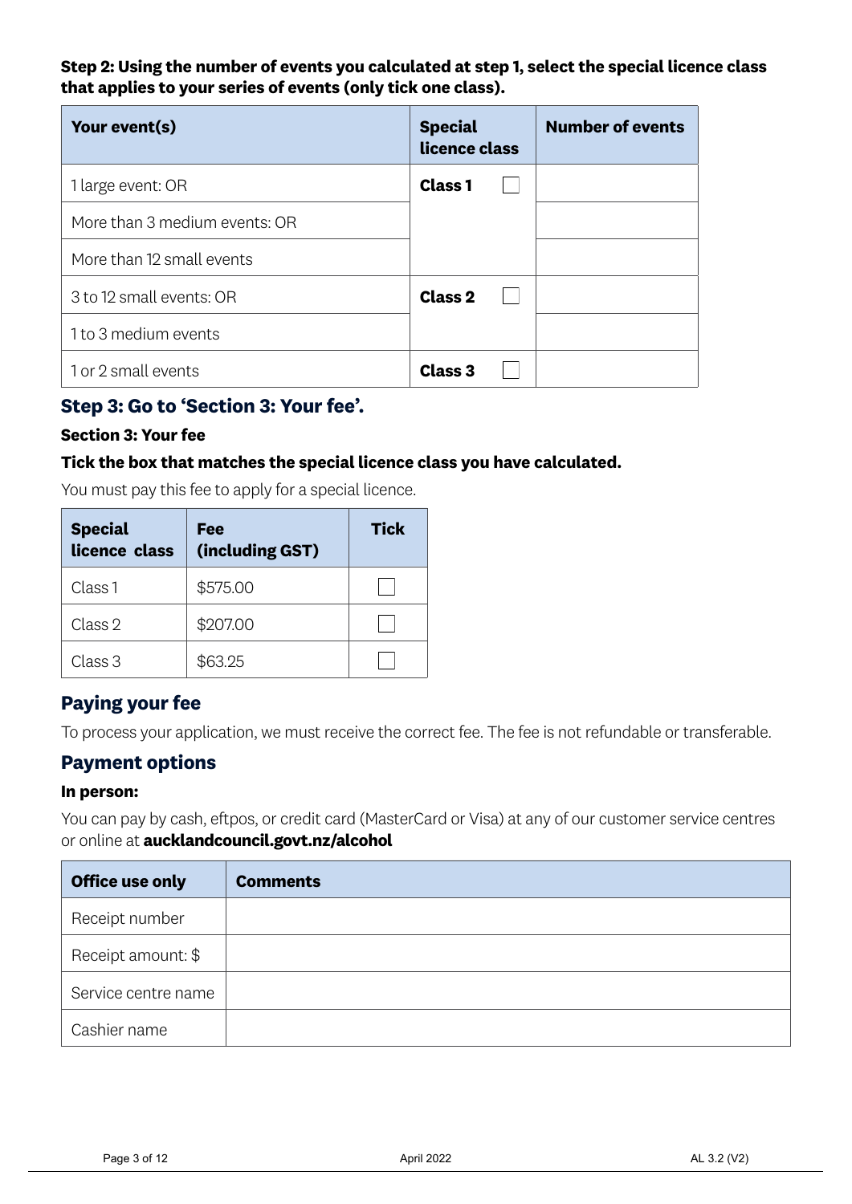**Step 2: Using the number of events you calculated at step 1, select the special licence class that applies to your series of events (only tick one class).**

| Your event(s) | Special licence class | Number of events |
| --- | --- | --- |
| 1 large event: OR | **Class 1** ☐ | |
| More than 3 medium events: OR | | |
| More than 12 small events | | |
| 3 to 12 small events: OR | **Class 2** ☐ | |
| 1 to 3 medium events | | |
| 1 or 2 small events | **Class 3** ☐ | |

## Step 3: Go to 'Section 3: Your fee'.

### Section 3: Your fee

**Tick the box that matches the special licence class you have calculated.**

You must pay this fee to apply for a special licence.

| Special licence class | Fee (including GST) | Tick |
| --- | --- | --- |
| Class 1 | $575.00 | ☐ |
| Class 2 | $207.00 | ☐ |
| Class 3 | $63.25 | ☐ |

## Paying your fee

To process your application, we must receive the correct fee. The fee is not refundable or transferable.

## Payment options

**In person:**

You can pay by cash, eftpos, or credit card (MasterCard or Visa) at any of our customer service centres or online at **aucklandcouncil.govt.nz/alcohol**

| Office use only | Comments |
| --- | --- |
| Receipt number | |
| Receipt amount: $ | |
| Service centre name | |
| Cashier name | |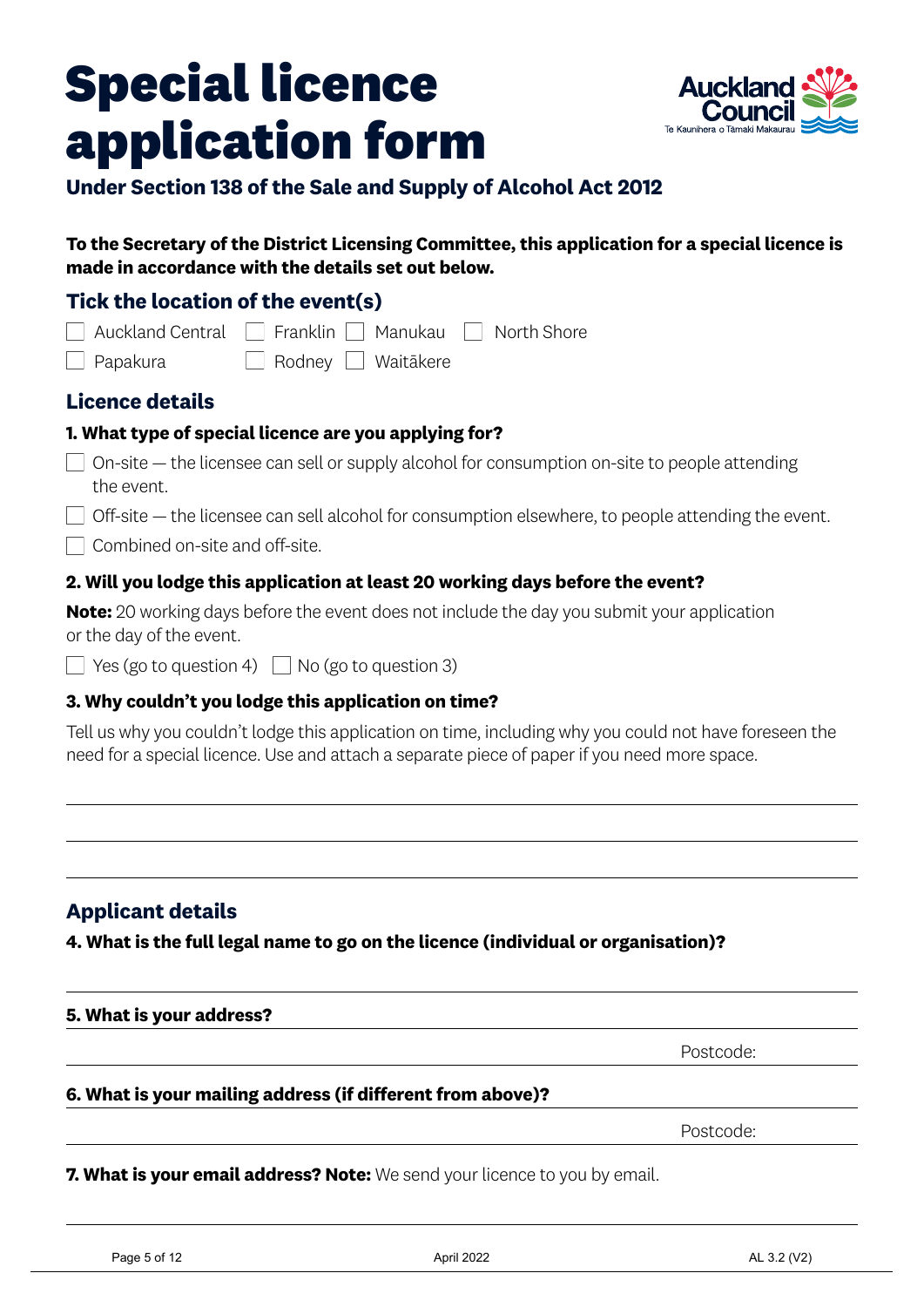# Special licence application form

**Under Section 138 of the Sale and Supply of Alcohol Act 2012**

**To the Secretary of the District Licensing Committee, this application for a special licence is made in accordance with the details set out below.**

## Tick the location of the event(s)

- ☐ Auckland Central
- ☐ Franklin
- ☐ Manukau
- ☐ North Shore
- ☐ Papakura
- ☐ Rodney
- ☐ Waitākere

## Licence details

### 1. What type of special licence are you applying for?

- ☐ On-site — the licensee can sell or supply alcohol for consumption on-site to people attending the event.
- ☐ Off-site — the licensee can sell alcohol for consumption elsewhere, to people attending the event.
- ☐ Combined on-site and off-site.

### 2. Will you lodge this application at least 20 working days before the event?

**Note:** 20 working days before the event does not include the day you submit your application or the day of the event.

- ☐ Yes (go to question 4)
- ☐ No (go to question 3)

### 3. Why couldn't you lodge this application on time?

Tell us why you couldn't lodge this application on time, including why you could not have foreseen the need for a special licence. Use and attach a separate piece of paper if you need more space.

______________________________________________

______________________________________________

______________________________________________

## Applicant details

### 4. What is the full legal name to go on the licence (individual or organisation)?

______________________________________________

### 5. What is your address?

______________________________________________

Postcode:

### 6. What is your mailing address (if different from above)?

______________________________________________

Postcode:

### 7. What is your email address? Note: We send your licence to you by email.

______________________________________________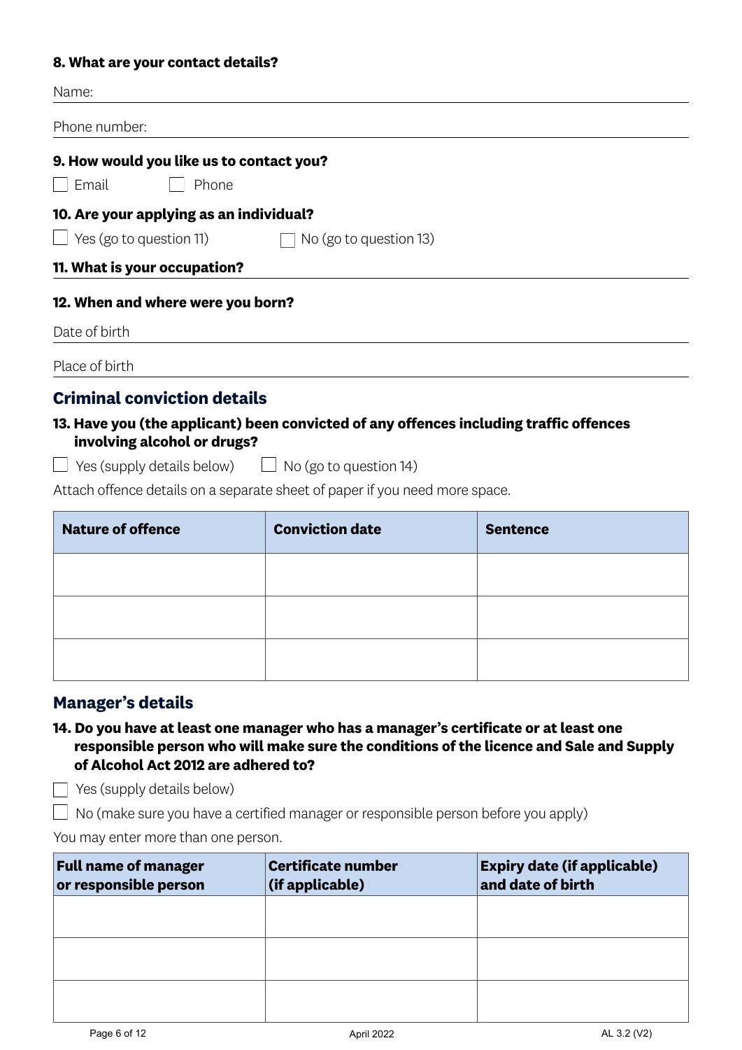**8. What are your contact details?**

Name:

Phone number:

**9. How would you like us to contact you?**

☐ Email ☐ Phone

**10. Are your applying as an individual?**

☐ Yes (go to question 11) ☐ No (go to question 13)

**11. What is your occupation?**

**12. When and where were you born?**

Date of birth

Place of birth

## Criminal conviction details

**13. Have you (the applicant) been convicted of any offences including traffic offences involving alcohol or drugs?**

☐ Yes (supply details below) ☐ No (go to question 14)

Attach offence details on a separate sheet of paper if you need more space.

| Nature of offence | Conviction date | Sentence |
|---|---|---|
| | | |
| | | |
| | | |

## Manager's details

**14. Do you have at least one manager who has a manager's certificate or at least one responsible person who will make sure the conditions of the licence and Sale and Supply of Alcohol Act 2012 are adhered to?**

☐ Yes (supply details below)

☐ No (make sure you have a certified manager or responsible person before you apply)

You may enter more than one person.

| Full name of manager or responsible person | Certificate number (if applicable) | Expiry date (if applicable) and date of birth |
|---|---|---|
| | | |
| | | |
| | | |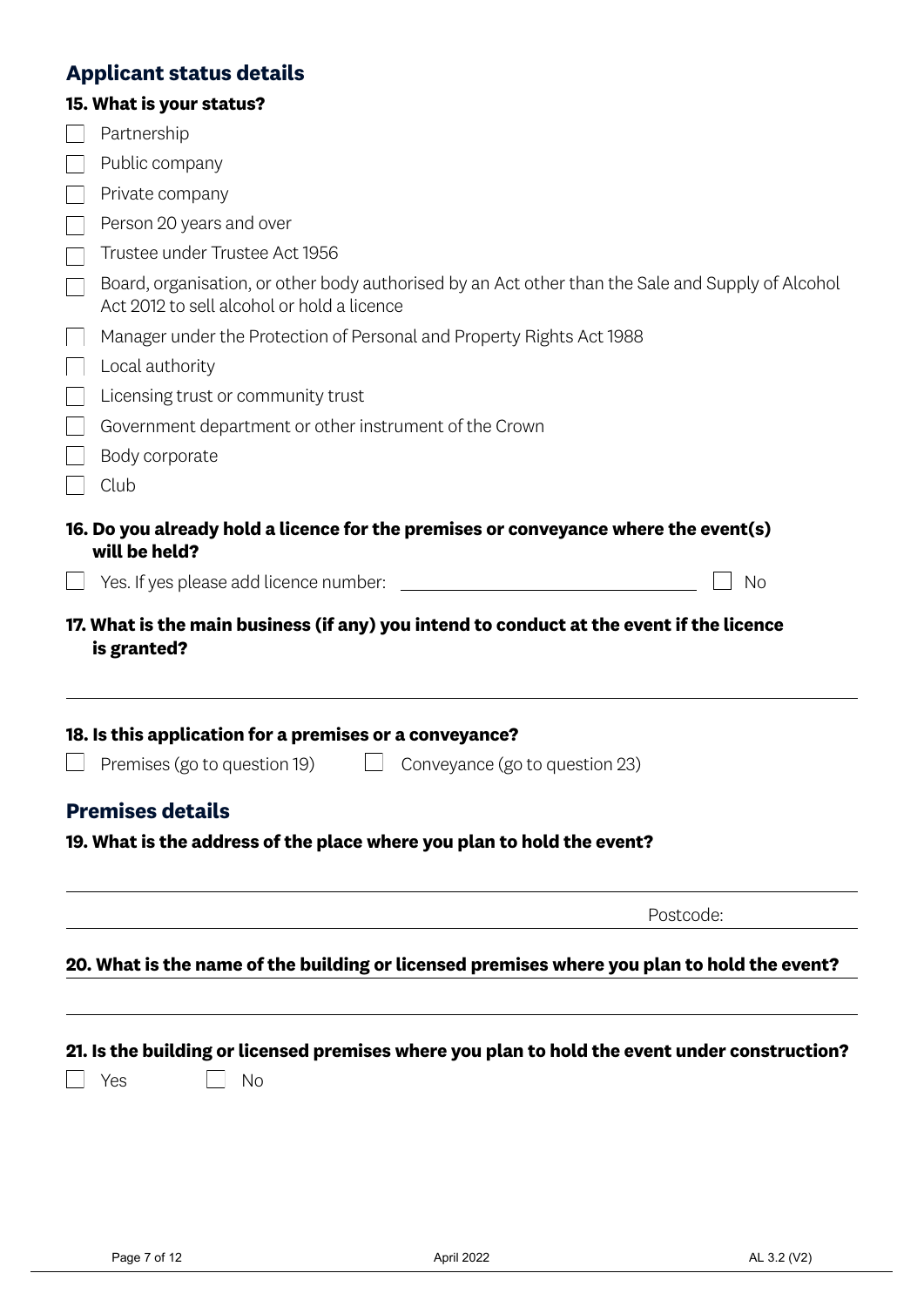## Applicant status details

**15. What is your status?**

- ☐ Partnership
- ☐ Public company
- ☐ Private company
- ☐ Person 20 years and over
- ☐ Trustee under Trustee Act 1956
- ☐ Board, organisation, or other body authorised by an Act other than the Sale and Supply of Alcohol Act 2012 to sell alcohol or hold a licence
- ☐ Manager under the Protection of Personal and Property Rights Act 1988
- ☐ Local authority
- ☐ Licensing trust or community trust
- ☐ Government department or other instrument of the Crown
- ☐ Body corporate
- ☐ Club

**16. Do you already hold a licence for the premises or conveyance where the event(s) will be held?**

☐ Yes. If yes please add licence number: ______________________ ☐ No

**17. What is the main business (if any) you intend to conduct at the event if the licence is granted?**

______________________________________________

**18. Is this application for a premises or a conveyance?**

☐ Premises (go to question 19) ☐ Conveyance (go to question 23)

## Premises details

**19. What is the address of the place where you plan to hold the event?**

______________________________________________

______________________________________________ Postcode:

**20. What is the name of the building or licensed premises where you plan to hold the event?**

______________________________________________

**21. Is the building or licensed premises where you plan to hold the event under construction?**

☐ Yes ☐ No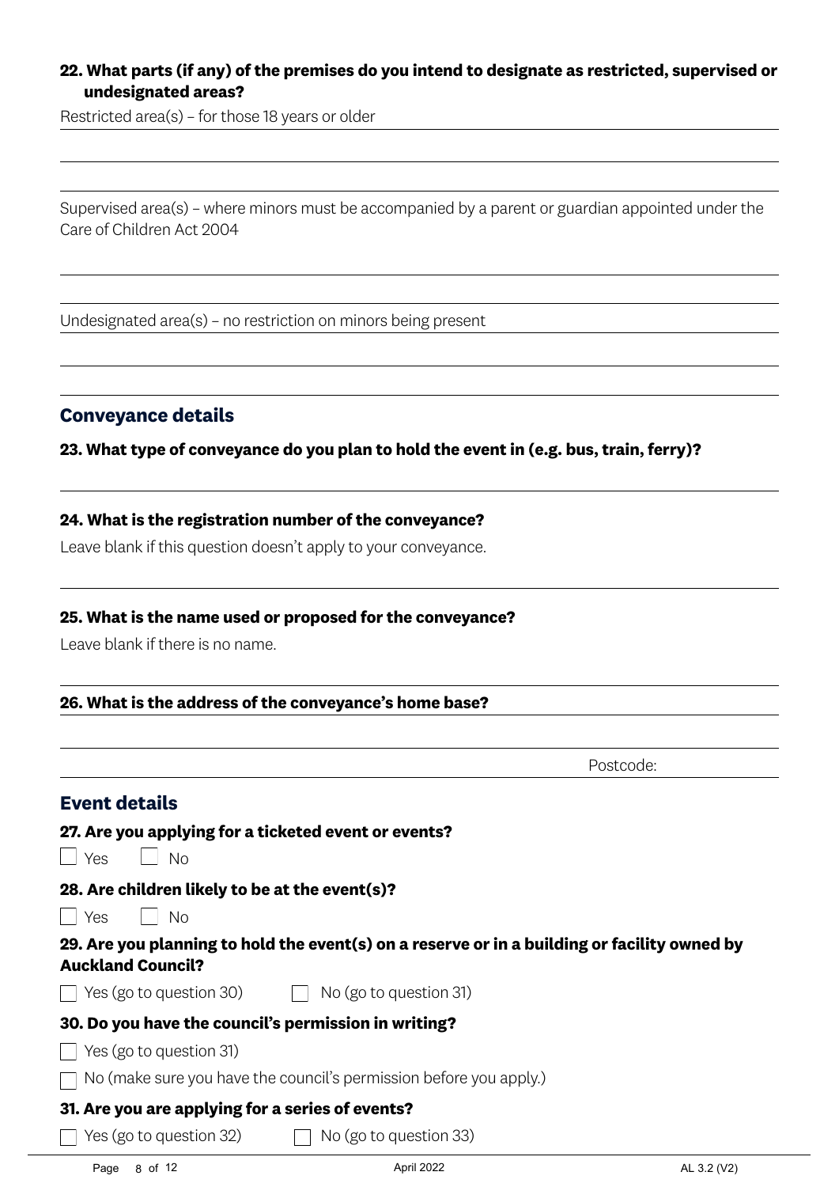**22. What parts (if any) of the premises do you intend to designate as restricted, supervised or undesignated areas?**

Restricted area(s) – for those 18 years or older

Supervised area(s) – where minors must be accompanied by a parent or guardian appointed under the Care of Children Act 2004

Undesignated area(s) – no restriction on minors being present

## Conveyance details

**23. What type of conveyance do you plan to hold the event in (e.g. bus, train, ferry)?**

**24. What is the registration number of the conveyance?**

Leave blank if this question doesn't apply to your conveyance.

**25. What is the name used or proposed for the conveyance?**

Leave blank if there is no name.

**26. What is the address of the conveyance's home base?**

Postcode:

## Event details

**27. Are you applying for a ticketed event or events?**

- [ ] Yes
- [ ] No

**28. Are children likely to be at the event(s)?**

- [ ] Yes
- [ ] No

**29. Are you planning to hold the event(s) on a reserve or in a building or facility owned by Auckland Council?**

- [ ] Yes (go to question 30)
- [ ] No (go to question 31)

**30. Do you have the council's permission in writing?**

- [ ] Yes (go to question 31)
- [ ] No (make sure you have the council's permission before you apply.)

**31. Are you are applying for a series of events?**

- [ ] Yes (go to question 32)
- [ ] No (go to question 33)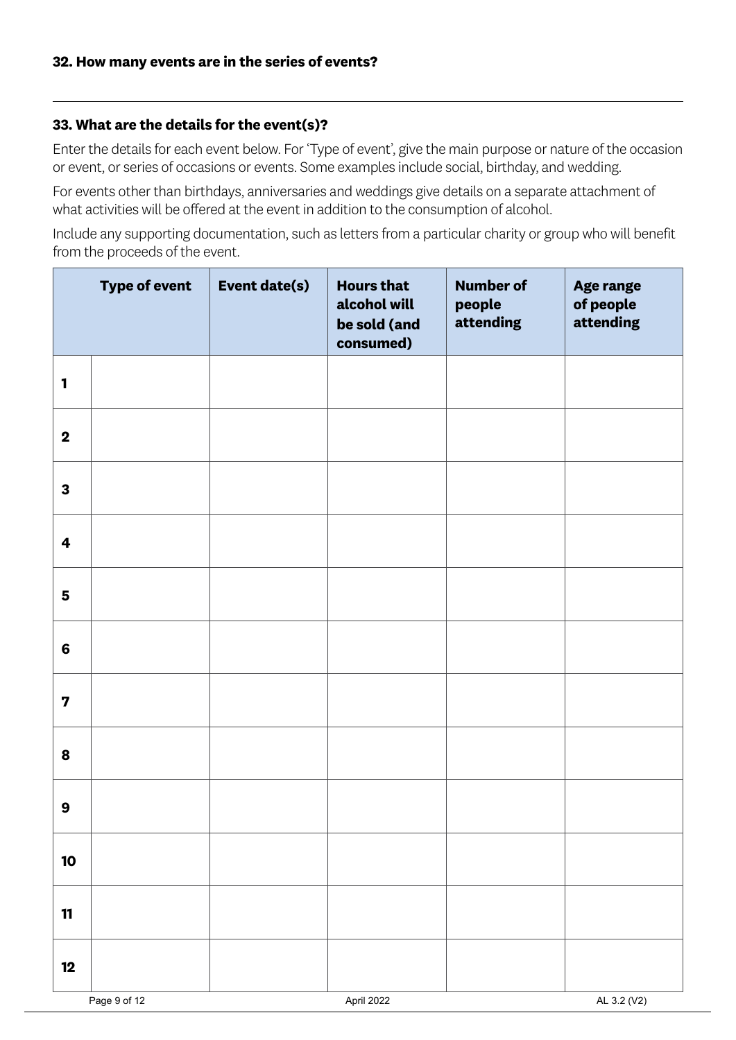**32. How many events are in the series of events?**

---

**33. What are the details for the event(s)?**

Enter the details for each event below. For 'Type of event', give the main purpose or nature of the occasion or event, or series of occasions or events. Some examples include social, birthday, and wedding.

For events other than birthdays, anniversaries and weddings give details on a separate attachment of what activities will be offered at the event in addition to the consumption of alcohol.

Include any supporting documentation, such as letters from a particular charity or group who will benefit from the proceeds of the event.

| | Type of event | Event date(s) | Hours that alcohol will be sold (and consumed) | Number of people attending | Age range of people attending |
|---|---|---|---|---|---|
| 1 | | | | | |
| 2 | | | | | |
| 3 | | | | | |
| 4 | | | | | |
| 5 | | | | | |
| 6 | | | | | |
| 7 | | | | | |
| 8 | | | | | |
| 9 | | | | | |
| 10 | | | | | |
| 11 | | | | | |
| 12 | | | | | |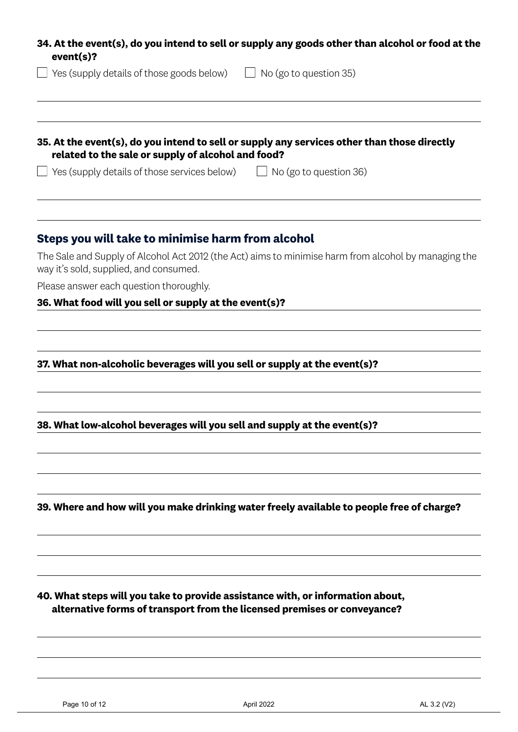**34. At the event(s), do you intend to sell or supply any goods other than alcohol or food at the event(s)?**

☐ Yes (supply details of those goods below) ☐ No (go to question 35)

**35. At the event(s), do you intend to sell or supply any services other than those directly related to the sale or supply of alcohol and food?**

☐ Yes (supply details of those services below) ☐ No (go to question 36)

## Steps you will take to minimise harm from alcohol

The Sale and Supply of Alcohol Act 2012 (the Act) aims to minimise harm from alcohol by managing the way it's sold, supplied, and consumed.

Please answer each question thoroughly.

**36. What food will you sell or supply at the event(s)?**

**37. What non-alcoholic beverages will you sell or supply at the event(s)?**

**38. What low-alcohol beverages will you sell and supply at the event(s)?**

**39. Where and how will you make drinking water freely available to people free of charge?**

**40. What steps will you take to provide assistance with, or information about, alternative forms of transport from the licensed premises or conveyance?**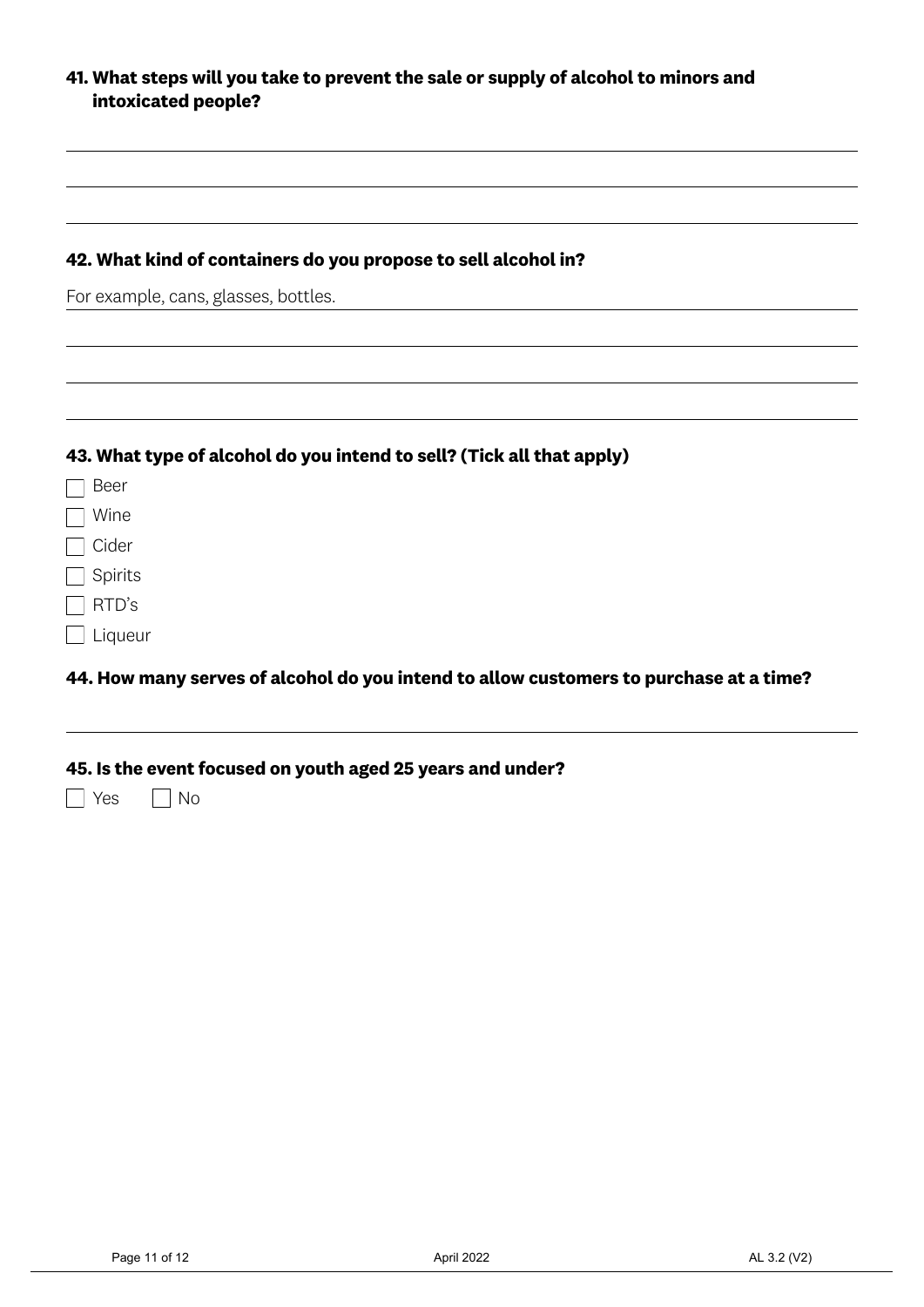**41. What steps will you take to prevent the sale or supply of alcohol to minors and intoxicated people?**

**42. What kind of containers do you propose to sell alcohol in?**

For example, cans, glasses, bottles.

**43. What type of alcohol do you intend to sell? (Tick all that apply)**

- [ ] Beer
- [ ] Wine
- [ ] Cider
- [ ] Spirits
- [ ] RTD's
- [ ] Liqueur

**44. How many serves of alcohol do you intend to allow customers to purchase at a time?**

**45. Is the event focused on youth aged 25 years and under?**

- [ ] Yes
- [ ] No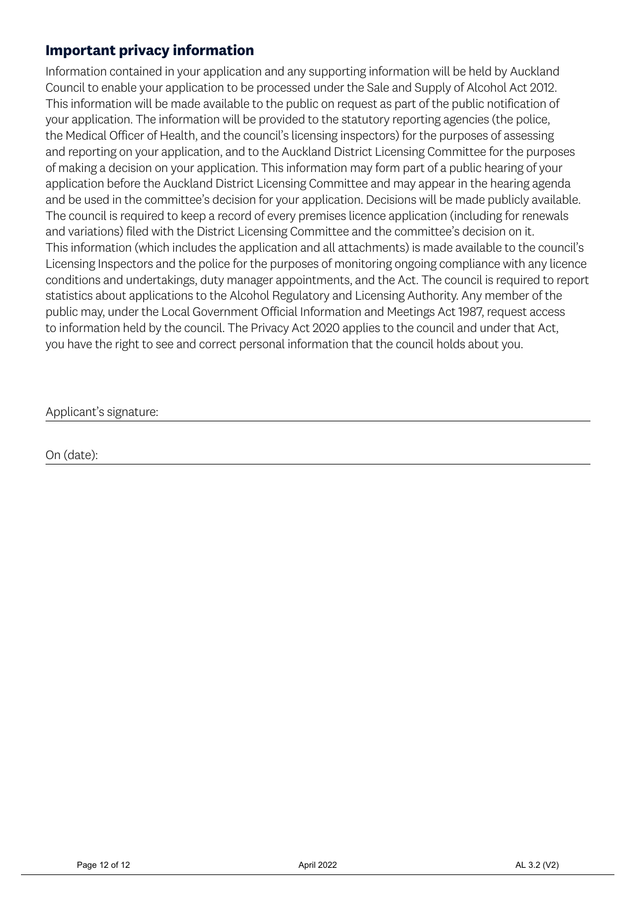## Important privacy information

Information contained in your application and any supporting information will be held by Auckland Council to enable your application to be processed under the Sale and Supply of Alcohol Act 2012. This information will be made available to the public on request as part of the public notification of your application. The information will be provided to the statutory reporting agencies (the police, the Medical Officer of Health, and the council's licensing inspectors) for the purposes of assessing and reporting on your application, and to the Auckland District Licensing Committee for the purposes of making a decision on your application. This information may form part of a public hearing of your application before the Auckland District Licensing Committee and may appear in the hearing agenda and be used in the committee's decision for your application. Decisions will be made publicly available. The council is required to keep a record of every premises licence application (including for renewals and variations) filed with the District Licensing Committee and the committee's decision on it. This information (which includes the application and all attachments) is made available to the council's Licensing Inspectors and the police for the purposes of monitoring ongoing compliance with any licence conditions and undertakings, duty manager appointments, and the Act. The council is required to report statistics about applications to the Alcohol Regulatory and Licensing Authority. Any member of the public may, under the Local Government Official Information and Meetings Act 1987, request access to information held by the council. The Privacy Act 2020 applies to the council and under that Act, you have the right to see and correct personal information that the council holds about you.

Applicant's signature: ____________________

On (date): ____________________